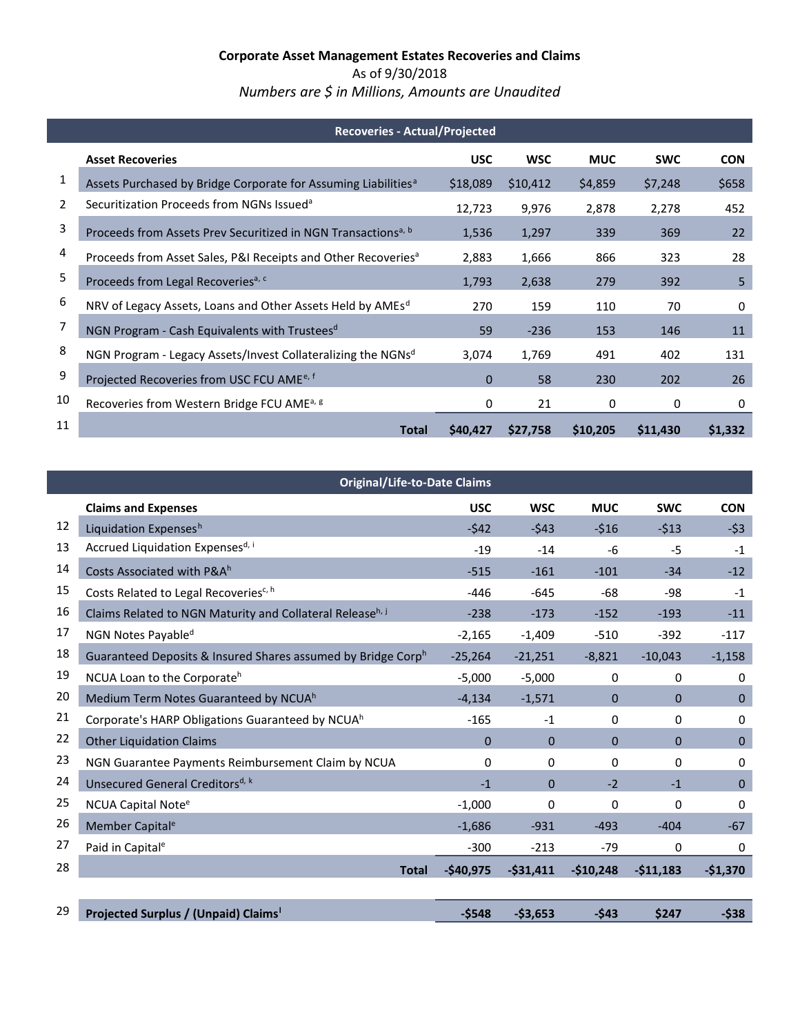**Corporate Asset Management Estates Recoveries and Claims**

As of 9/30/2018

*Numbers are $ in Millions, Amounts are Unaudited*

| | Recoveries - Actual/Projected | | | | | |
|---|---|---|---|---|---|---|
| | **Asset Recoveries** | **USC** | **WSC** | **MUC** | **SWC** | **CON** |
| 1 | Assets Purchased by Bridge Corporate for Assuming Liabilities[a] | $18,089 | $10,412 | $4,859 | $7,248 | $658 |
| 2 | Securitization Proceeds from NGNs Issued[a] | 12,723 | 9,976 | 2,878 | 2,278 | 452 |
| 3 | Proceeds from Assets Prev Securitized in NGN Transactions[a, b] | 1,536 | 1,297 | 339 | 369 | 22 |
| 4 | Proceeds from Asset Sales, P&I Receipts and Other Recoveries[a] | 2,883 | 1,666 | 866 | 323 | 28 |
| 5 | Proceeds from Legal Recoveries[a, c] | 1,793 | 2,638 | 279 | 392 | 5 |
| 6 | NRV of Legacy Assets, Loans and Other Assets Held by AMEs[d] | 270 | 159 | 110 | 70 | 0 |
| 7 | NGN Program - Cash Equivalents with Trustees[d] | 59 | -236 | 153 | 146 | 11 |
| 8 | NGN Program - Legacy Assets/Invest Collateralizing the NGNs[d] | 3,074 | 1,769 | 491 | 402 | 131 |
| 9 | Projected Recoveries from USC FCU AME[e, f] | 0 | 58 | 230 | 202 | 26 |
| 10 | Recoveries from Western Bridge FCU AME[a, g] | 0 | 21 | 0 | 0 | 0 |
| 11 | **Total** | **$40,427** | **$27,758** | **$10,205** | **$11,430** | **$1,332** |

| | Original/Life-to-Date Claims | | | | | |
|---|---|---|---|---|---|---|
| | **Claims and Expenses** | **USC** | **WSC** | **MUC** | **SWC** | **CON** |
| 12 | Liquidation Expenses[h] | -$42 | -$43 | -$16 | -$13 | -$3 |
| 13 | Accrued Liquidation Expenses[d, i] | -19 | -14 | -6 | -5 | -1 |
| 14 | Costs Associated with P&A[h] | -515 | -161 | -101 | -34 | -12 |
| 15 | Costs Related to Legal Recoveries[c, h] | -446 | -645 | -68 | -98 | -1 |
| 16 | Claims Related to NGN Maturity and Collateral Release[h, j] | -238 | -173 | -152 | -193 | -11 |
| 17 | NGN Notes Payable[d] | -2,165 | -1,409 | -510 | -392 | -117 |
| 18 | Guaranteed Deposits & Insured Shares assumed by Bridge Corp[h] | -25,264 | -21,251 | -8,821 | -10,043 | -1,158 |
| 19 | NCUA Loan to the Corporate[h] | -5,000 | -5,000 | 0 | 0 | 0 |
| 20 | Medium Term Notes Guaranteed by NCUA[h] | -4,134 | -1,571 | 0 | 0 | 0 |
| 21 | Corporate's HARP Obligations Guaranteed by NCUA[h] | -165 | -1 | 0 | 0 | 0 |
| 22 | Other Liquidation Claims | 0 | 0 | 0 | 0 | 0 |
| 23 | NGN Guarantee Payments Reimbursement Claim by NCUA | 0 | 0 | 0 | 0 | 0 |
| 24 | Unsecured General Creditors[d, k] | -1 | 0 | -2 | -1 | 0 |
| 25 | NCUA Capital Note[e] | -1,000 | 0 | 0 | 0 | 0 |
| 26 | Member Capital[e] | -1,686 | -931 | -493 | -404 | -67 |
| 27 | Paid in Capital[e] | -300 | -213 | -79 | 0 | 0 |
| 28 | **Total** | **-$40,975** | **-$31,411** | **-$10,248** | **-$11,183** | **-$1,370** |
| | | | | | | |
| 29 | **Projected Surplus / (Unpaid) Claims[l]** | **-$548** | **-$3,653** | **-$43** | **$247** | **-$38** |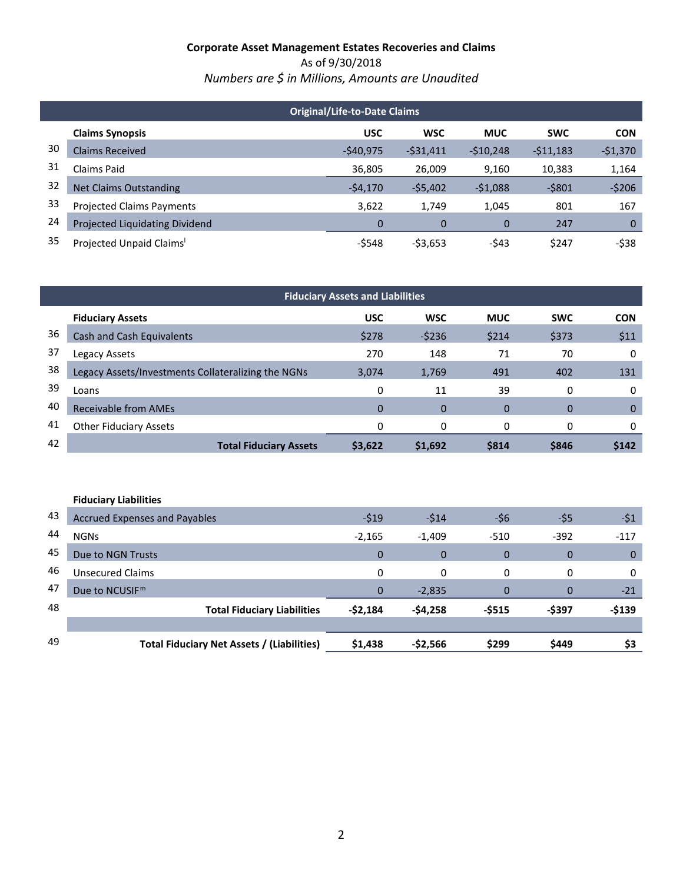**Corporate Asset Management Estates Recoveries and Claims**

As of 9/30/2018

*Numbers are $ in Millions, Amounts are Unaudited*

| | Original/Life-to-Date Claims | | | | | |
|---|---|---|---|---|---|---|
| | **Claims Synopsis** | **USC** | **WSC** | **MUC** | **SWC** | **CON** |
| 30 | Claims Received | -$40,975 | -$31,411 | -$10,248 | -$11,183 | -$1,370 |
| 31 | Claims Paid | 36,805 | 26,009 | 9,160 | 10,383 | 1,164 |
| 32 | Net Claims Outstanding | -$4,170 | -$5,402 | -$1,088 | -$801 | -$206 |
| 33 | Projected Claims Payments | 3,622 | 1,749 | 1,045 | 801 | 167 |
| 24 | Projected Liquidating Dividend | 0 | 0 | 0 | 247 | 0 |
| 35 | Projected Unpaid Claims[l] | -$548 | -$3,653 | -$43 | $247 | -$38 |

| | Fiduciary Assets and Liabilities | | | | | |
|---|---|---|---|---|---|---|
| | **Fiduciary Assets** | **USC** | **WSC** | **MUC** | **SWC** | **CON** |
| 36 | Cash and Cash Equivalents | $278 | -$236 | $214 | $373 | $11 |
| 37 | Legacy Assets | 270 | 148 | 71 | 70 | 0 |
| 38 | Legacy Assets/Investments Collateralizing the NGNs | 3,074 | 1,769 | 491 | 402 | 131 |
| 39 | Loans | 0 | 11 | 39 | 0 | 0 |
| 40 | Receivable from AMEs | 0 | 0 | 0 | 0 | 0 |
| 41 | Other Fiduciary Assets | 0 | 0 | 0 | 0 | 0 |
| 42 | **Total Fiduciary Assets** | **$3,622** | **$1,692** | **$814** | **$846** | **$142** |
| | **Fiduciary Liabilities** | | | | | |
| 43 | Accrued Expenses and Payables | -$19 | -$14 | -$6 | -$5 | -$1 |
| 44 | NGNs | -2,165 | -1,409 | -510 | -392 | -117 |
| 45 | Due to NGN Trusts | 0 | 0 | 0 | 0 | 0 |
| 46 | Unsecured Claims | 0 | 0 | 0 | 0 | 0 |
| 47 | Due to NCUSIF[m] | 0 | -2,835 | 0 | 0 | -21 |
| 48 | **Total Fiduciary Liabilities** | **-$2,184** | **-$4,258** | **-$515** | **-$397** | **-$139** |
| 49 | **Total Fiduciary Net Assets / (Liabilities)** | **$1,438** | **-$2,566** | **$299** | **$449** | **$3** |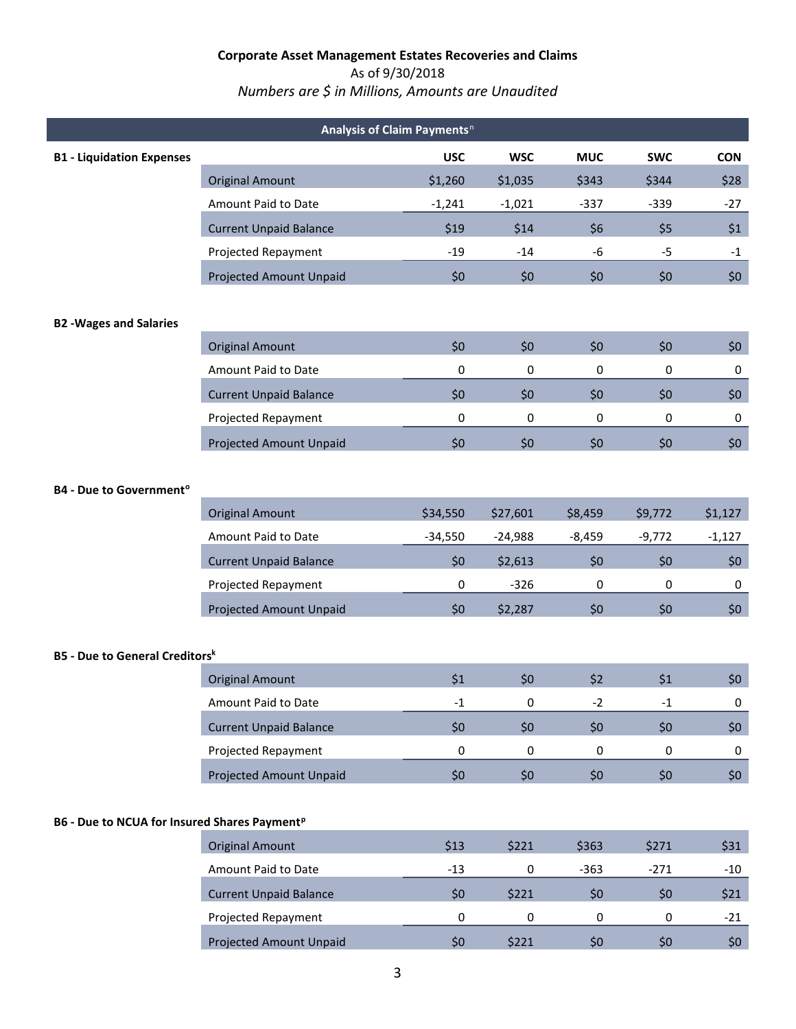**Corporate Asset Management Estates Recoveries and Claims**

As of 9/30/2018

*Numbers are $ in Millions, Amounts are Unaudited*

## Analysis of Claim Payments[n]

**B1 - Liquidation Expenses**

| | USC | WSC | MUC | SWC | CON |
|---|---|---|---|---|---|
| Original Amount | $1,260 | $1,035 | $343 | $344 | $28 |
| Amount Paid to Date | -1,241 | -1,021 | -337 | -339 | -27 |
| Current Unpaid Balance | $19 | $14 | $6 | $5 | $1 |
| Projected Repayment | -19 | -14 | -6 | -5 | -1 |
| Projected Amount Unpaid | $0 | $0 | $0 | $0 | $0 |

**B2 -Wages and Salaries**

| | USC | WSC | MUC | SWC | CON |
|---|---|---|---|---|---|
| Original Amount | $0 | $0 | $0 | $0 | $0 |
| Amount Paid to Date | 0 | 0 | 0 | 0 | 0 |
| Current Unpaid Balance | $0 | $0 | $0 | $0 | $0 |
| Projected Repayment | 0 | 0 | 0 | 0 | 0 |
| Projected Amount Unpaid | $0 | $0 | $0 | $0 | $0 |

**B4 - Due to Government[o]**

| | USC | WSC | MUC | SWC | CON |
|---|---|---|---|---|---|
| Original Amount | $34,550 | $27,601 | $8,459 | $9,772 | $1,127 |
| Amount Paid to Date | -34,550 | -24,988 | -8,459 | -9,772 | -1,127 |
| Current Unpaid Balance | $0 | $2,613 | $0 | $0 | $0 |
| Projected Repayment | 0 | -326 | 0 | 0 | 0 |
| Projected Amount Unpaid | $0 | $2,287 | $0 | $0 | $0 |

**B5 - Due to General Creditors[k]**

| | USC | WSC | MUC | SWC | CON |
|---|---|---|---|---|---|
| Original Amount | $1 | $0 | $2 | $1 | $0 |
| Amount Paid to Date | -1 | 0 | -2 | -1 | 0 |
| Current Unpaid Balance | $0 | $0 | $0 | $0 | $0 |
| Projected Repayment | 0 | 0 | 0 | 0 | 0 |
| Projected Amount Unpaid | $0 | $0 | $0 | $0 | $0 |

**B6 - Due to NCUA for Insured Shares Payment[p]**

| | USC | WSC | MUC | SWC | CON |
|---|---|---|---|---|---|
| Original Amount | $13 | $221 | $363 | $271 | $31 |
| Amount Paid to Date | -13 | 0 | -363 | -271 | -10 |
| Current Unpaid Balance | $0 | $221 | $0 | $0 | $21 |
| Projected Repayment | 0 | 0 | 0 | 0 | -21 |
| Projected Amount Unpaid | $0 | $221 | $0 | $0 | $0 |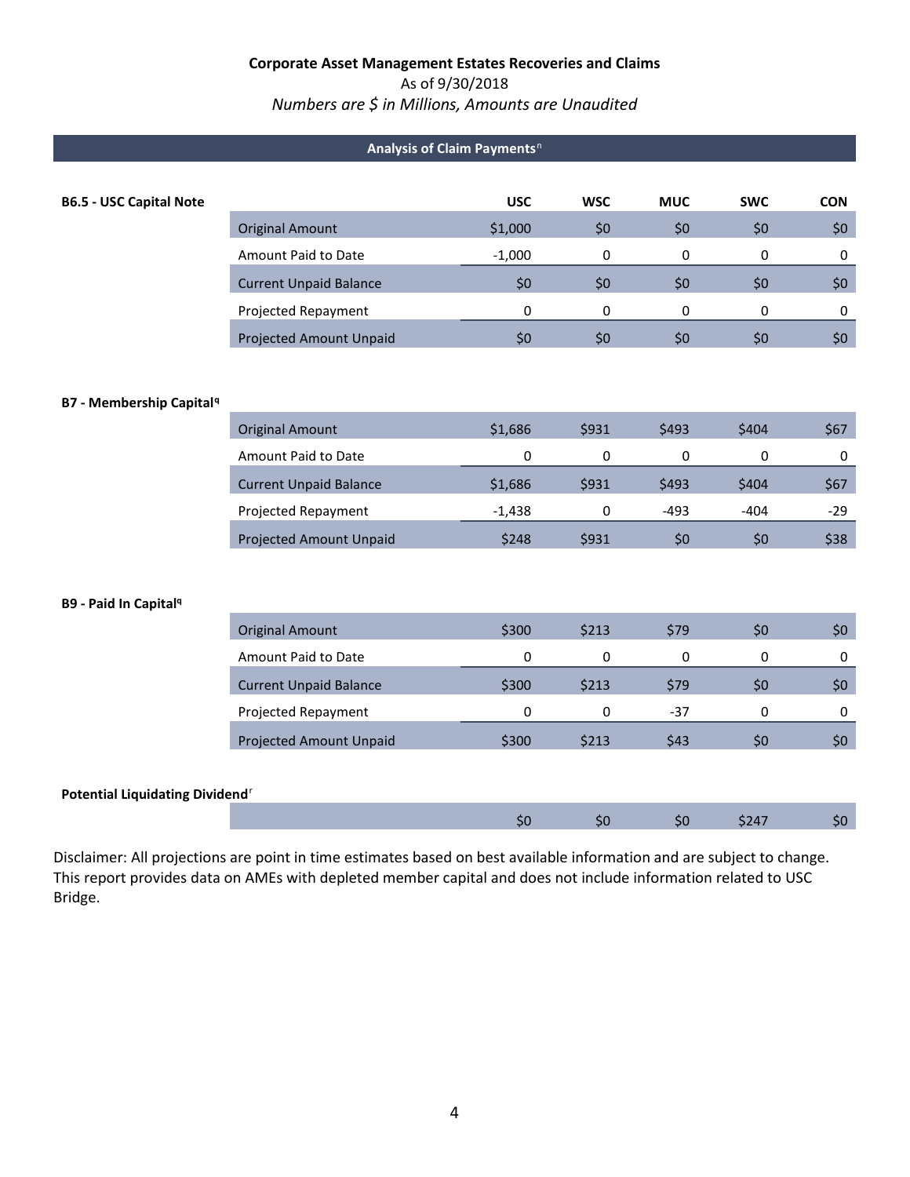**Corporate Asset Management Estates Recoveries and Claims**

As of 9/30/2018

*Numbers are $ in Millions, Amounts are Unaudited*

## Analysis of Claim Payments[n]

**B6.5 - USC Capital Note**

| | USC | WSC | MUC | SWC | CON |
|---|---|---|---|---|---|
| Original Amount | $1,000 | $0 | $0 | $0 | $0 |
| Amount Paid to Date | -1,000 | 0 | 0 | 0 | 0 |
| Current Unpaid Balance | $0 | $0 | $0 | $0 | $0 |
| Projected Repayment | 0 | 0 | 0 | 0 | 0 |
| Projected Amount Unpaid | $0 | $0 | $0 | $0 | $0 |

**B7 - Membership Capital[q]**

| | USC | WSC | MUC | SWC | CON |
|---|---|---|---|---|---|
| Original Amount | $1,686 | $931 | $493 | $404 | $67 |
| Amount Paid to Date | 0 | 0 | 0 | 0 | 0 |
| Current Unpaid Balance | $1,686 | $931 | $493 | $404 | $67 |
| Projected Repayment | -1,438 | 0 | -493 | -404 | -29 |
| Projected Amount Unpaid | $248 | $931 | $0 | $0 | $38 |

**B9 - Paid In Capital[q]**

| | USC | WSC | MUC | SWC | CON |
|---|---|---|---|---|---|
| Original Amount | $300 | $213 | $79 | $0 | $0 |
| Amount Paid to Date | 0 | 0 | 0 | 0 | 0 |
| Current Unpaid Balance | $300 | $213 | $79 | $0 | $0 |
| Projected Repayment | 0 | 0 | -37 | 0 | 0 |
| Projected Amount Unpaid | $300 | $213 | $43 | $0 | $0 |

**Potential Liquidating Dividend[r]**

| | USC | WSC | MUC | SWC | CON |
|---|---|---|---|---|---|
| | $0 | $0 | $0 | $247 | $0 |

Disclaimer: All projections are point in time estimates based on best available information and are subject to change. This report provides data on AMEs with depleted member capital and does not include information related to USC Bridge.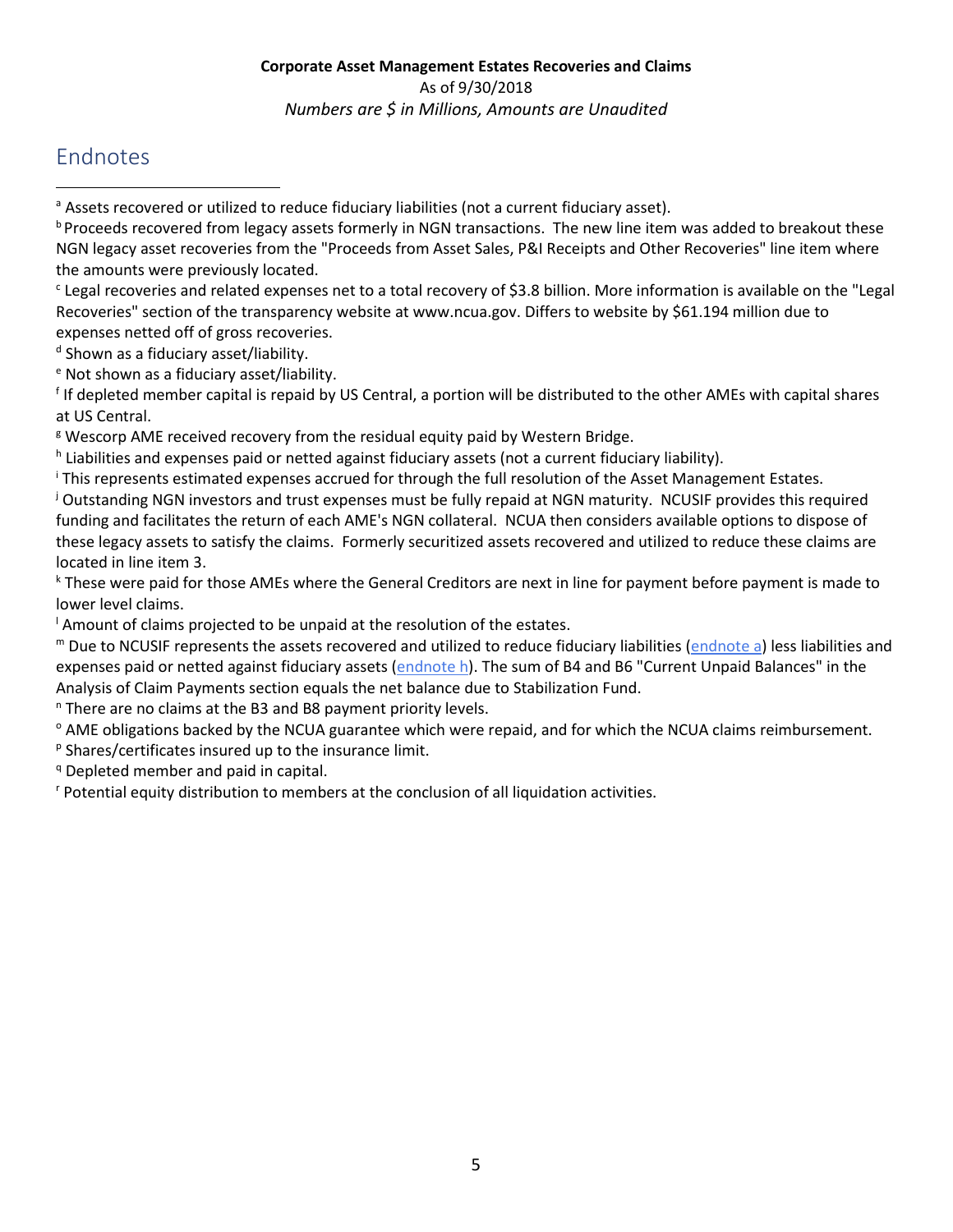**Corporate Asset Management Estates Recoveries and Claims**

As of 9/30/2018

*Numbers are $ in Millions, Amounts are Unaudited*

# Endnotes

[a] Assets recovered or utilized to reduce fiduciary liabilities (not a current fiduciary asset).

[b] Proceeds recovered from legacy assets formerly in NGN transactions. The new line item was added to breakout these NGN legacy asset recoveries from the "Proceeds from Asset Sales, P&I Receipts and Other Recoveries" line item where the amounts were previously located.

[c] Legal recoveries and related expenses net to a total recovery of $3.8 billion. More information is available on the "Legal Recoveries" section of the transparency website at www.ncua.gov. Differs to website by $61.194 million due to expenses netted off of gross recoveries.

[d] Shown as a fiduciary asset/liability.

[e] Not shown as a fiduciary asset/liability.

[f] If depleted member capital is repaid by US Central, a portion will be distributed to the other AMEs with capital shares at US Central.

[g] Wescorp AME received recovery from the residual equity paid by Western Bridge.

[h] Liabilities and expenses paid or netted against fiduciary assets (not a current fiduciary liability).

[i] This represents estimated expenses accrued for through the full resolution of the Asset Management Estates.

[j] Outstanding NGN investors and trust expenses must be fully repaid at NGN maturity. NCUSIF provides this required funding and facilitates the return of each AME's NGN collateral. NCUA then considers available options to dispose of these legacy assets to satisfy the claims. Formerly securitized assets recovered and utilized to reduce these claims are located in line item 3.

[k] These were paid for those AMEs where the General Creditors are next in line for payment before payment is made to lower level claims.

[l] Amount of claims projected to be unpaid at the resolution of the estates.

[m] Due to NCUSIF represents the assets recovered and utilized to reduce fiduciary liabilities (endnote a) less liabilities and expenses paid or netted against fiduciary assets (endnote h). The sum of B4 and B6 "Current Unpaid Balances" in the Analysis of Claim Payments section equals the net balance due to Stabilization Fund.

[n] There are no claims at the B3 and B8 payment priority levels.

[o] AME obligations backed by the NCUA guarantee which were repaid, and for which the NCUA claims reimbursement.

[p] Shares/certificates insured up to the insurance limit.

[q] Depleted member and paid in capital.

[r] Potential equity distribution to members at the conclusion of all liquidation activities.